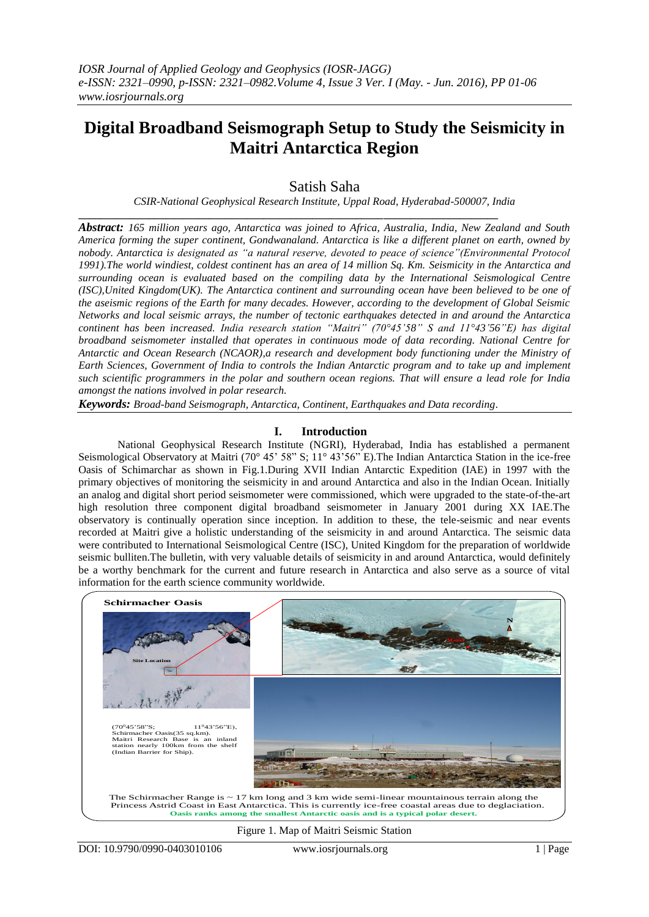# Digital Broadband Seismograph Setup to Study the Seismicity in Maitri Antarctica Region

Satish Saha

*CSIR-National Geophysical Research Institute, Uppal Road, Hyderabad-500007, India*

***Abstract:*** *165 million years ago, Antarctica was joined to Africa, Australia, India, New Zealand and South America forming the super continent, Gondwanaland. Antarctica is like a different planet on earth, owned by nobody. Antarctica is designated as "a natural reserve, devoted to peace of science"(Environmental Protocol 1991).The world windiest, coldest continent has an area of 14 million Sq. Km. Seismicity in the Antarctica and surrounding ocean is evaluated based on the compiling data by the International Seismological Centre (ISC),United Kingdom(UK). The Antarctica continent and surrounding ocean have been believed to be one of the aseismic regions of the Earth for many decades. However, according to the development of Global Seismic Networks and local seismic arrays, the number of tectonic earthquakes detected in and around the Antarctica continent has been increased. India research station "Maitri" (70°45'58" S and 11°43'56"E) has digital broadband seismometer installed that operates in continuous mode of data recording. National Centre for Antarctic and Ocean Research (NCAOR),a research and development body functioning under the Ministry of Earth Sciences, Government of India to controls the Indian Antarctic program and to take up and implement such scientific programmers in the polar and southern ocean regions. That will ensure a lead role for India amongst the nations involved in polar research.*

***Keywords:*** *Broad-band Seismograph, Antarctica, Continent, Earthquakes and Data recording*.

## I. Introduction

National Geophysical Research Institute (NGRI), Hyderabad, India has established a permanent Seismological Observatory at Maitri (70° 45' 58" S; 11° 43'56" E).The Indian Antarctica Station in the ice-free Oasis of Schimarchar as shown in Fig.1.During XVII Indian Antarctic Expedition (IAE) in 1997 with the primary objectives of monitoring the seismicity in and around Antarctica and also in the Indian Ocean. Initially an analog and digital short period seismometer were commissioned, which were upgraded to the state-of-the-art high resolution three component digital broadband seismometer in January 2001 during XX IAE.The observatory is continually operation since inception. In addition to these, the tele-seismic and near events recorded at Maitri give a holistic understanding of the seismicity in and around Antarctica. The seismic data were contributed to International Seismological Centre (ISC), United Kingdom for the preparation of worldwide seismic bulliten.The bulletin, with very valuable details of seismicity in and around Antarctica, would definitely be a worthy benchmark for the current and future research in Antarctica and also serve as a source of vital information for the earth science community worldwide.

Schirmacher Oasis

Site Location

(70°45'58"S; 11°43'56"E), Schirmacher Oasis(35 sq.km). Maitri Research Base is an inland station nearly 100km from the shelf (Indian Barrier for Ship).

The Schirmacher Range is ~ 17 km long and 3 km wide semi-linear mountainous terrain along the Princess Astrid Coast in East Antarctica. This is currently ice-free coastal areas due to deglaciation. Oasis ranks among the smallest Antarctic oasis and is a typical polar desert.

Figure 1. Map of Maitri Seismic Station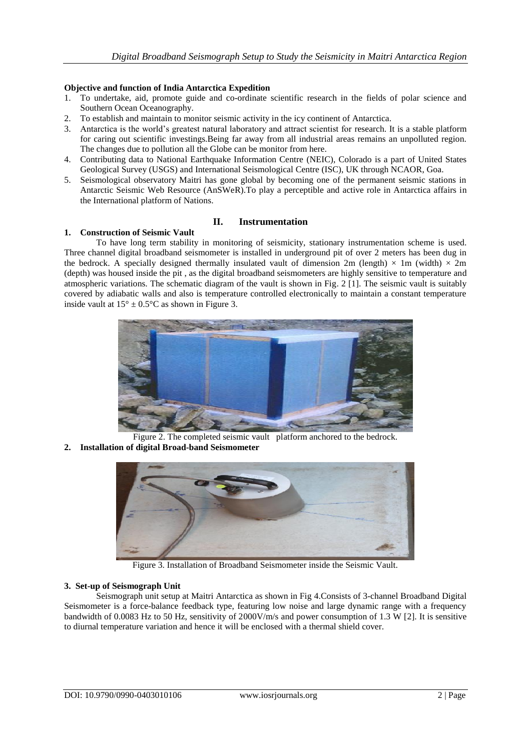**Objective and function of India Antarctica Expedition**

1. To undertake, aid, promote guide and co-ordinate scientific research in the fields of polar science and Southern Ocean Oceanography.
2. To establish and maintain to monitor seismic activity in the icy continent of Antarctica.
3. Antarctica is the world's greatest natural laboratory and attract scientist for research. It is a stable platform for caring out scientific investings.Being far away from all industrial areas remains an unpolluted region. The changes due to pollution all the Globe can be monitor from here.
4. Contributing data to National Earthquake Information Centre (NEIC), Colorado is a part of United States Geological Survey (USGS) and International Seismological Centre (ISC), UK through NCAOR, Goa.
5. Seismological observatory Maitri has gone global by becoming one of the permanent seismic stations in Antarctic Seismic Web Resource (AnSWeR).To play a perceptible and active role in Antarctica affairs in the International platform of Nations.

## II. Instrumentation

### 1. Construction of Seismic Vault

To have long term stability in monitoring of seismicity, stationary instrumentation scheme is used. Three channel digital broadband seismometer is installed in underground pit of over 2 meters has been dug in the bedrock. A specially designed thermally insulated vault of dimension 2m (length) × 1m (width) × 2m (depth) was housed inside the pit , as the digital broadband seismometers are highly sensitive to temperature and atmospheric variations. The schematic diagram of the vault is shown in Fig. 2 [1]. The seismic vault is suitably covered by adiabatic walls and also is temperature controlled electronically to maintain a constant temperature inside vault at 15° ± 0.5°C as shown in Figure 3.

Figure 2. The completed seismic vault platform anchored to the bedrock.

### 2. Installation of digital Broad-band Seismometer

Figure 3. Installation of Broadband Seismometer inside the Seismic Vault.

### 3. Set-up of Seismograph Unit

Seismograph unit setup at Maitri Antarctica as shown in Fig 4.Consists of 3-channel Broadband Digital Seismometer is a force-balance feedback type, featuring low noise and large dynamic range with a frequency bandwidth of 0.0083 Hz to 50 Hz, sensitivity of 2000V/m/s and power consumption of 1.3 W [2]. It is sensitive to diurnal temperature variation and hence it will be enclosed with a thermal shield cover.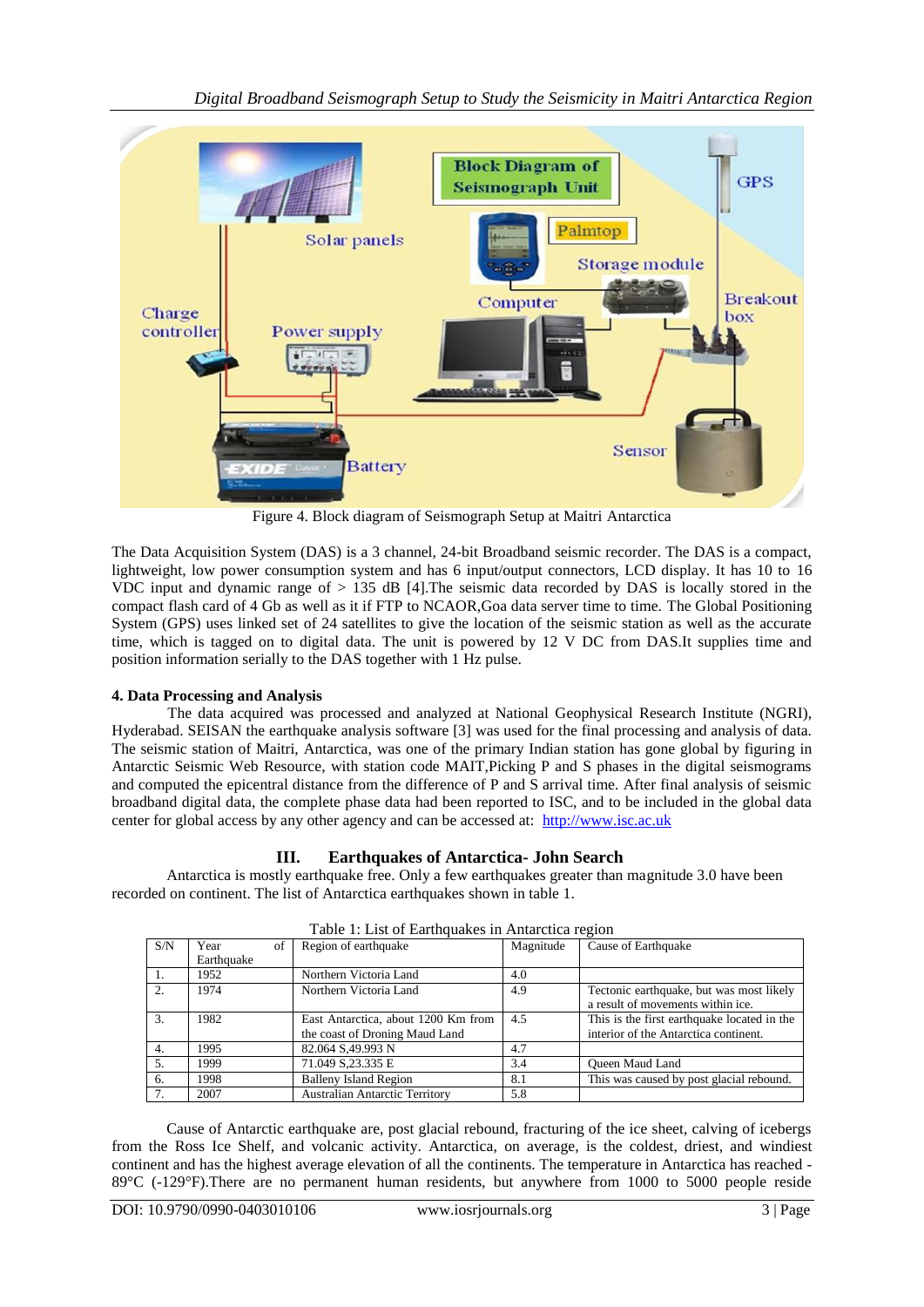Figure 4. Block diagram of Seismograph Setup at Maitri Antarctica

The Data Acquisition System (DAS) is a 3 channel, 24-bit Broadband seismic recorder. The DAS is a compact, lightweight, low power consumption system and has 6 input/output connectors, LCD display. It has 10 to 16 VDC input and dynamic range of > 135 dB [4].The seismic data recorded by DAS is locally stored in the compact flash card of 4 Gb as well as it if FTP to NCAOR,Goa data server time to time. The Global Positioning System (GPS) uses linked set of 24 satellites to give the location of the seismic station as well as the accurate time, which is tagged on to digital data. The unit is powered by 12 V DC from DAS.It supplies time and position information serially to the DAS together with 1 Hz pulse.

### 4. Data Processing and Analysis

The data acquired was processed and analyzed at National Geophysical Research Institute (NGRI), Hyderabad. SEISAN the earthquake analysis software [3] was used for the final processing and analysis of data. The seismic station of Maitri, Antarctica, was one of the primary Indian station has gone global by figuring in Antarctic Seismic Web Resource, with station code MAIT,Picking P and S phases in the digital seismograms and computed the epicentral distance from the difference of P and S arrival time. After final analysis of seismic broadband digital data, the complete phase data had been reported to ISC, and to be included in the global data center for global access by any other agency and can be accessed at: http://www.isc.ac.uk

## III. Earthquakes of Antarctica- John Search

Antarctica is mostly earthquake free. Only a few earthquakes greater than magnitude 3.0 have been recorded on continent. The list of Antarctica earthquakes shown in table 1.

Table 1: List of Earthquakes in Antarctica region

| S/N | Year of Earthquake | Region of earthquake | Magnitude | Cause of Earthquake |
|---|---|---|---|---|
| 1. | 1952 | Northern Victoria Land | 4.0 | |
| 2. | 1974 | Northern Victoria Land | 4.9 | Tectonic earthquake, but was most likely a result of movements within ice. |
| 3. | 1982 | East Antarctica, about 1200 Km from the coast of Droning Maud Land | 4.5 | This is the first earthquake located in the interior of the Antarctica continent. |
| 4. | 1995 | 82.064 S,49.993 N | 4.7 | |
| 5. | 1999 | 71.049 S,23.335 E | 3.4 | Queen Maud Land |
| 6. | 1998 | Balleny Island Region | 8.1 | This was caused by post glacial rebound. |
| 7. | 2007 | Australian Antarctic Territory | 5.8 | |

Cause of Antarctic earthquake are, post glacial rebound, fracturing of the ice sheet, calving of icebergs from the Ross Ice Shelf, and volcanic activity. Antarctica, on average, is the coldest, driest, and windiest continent and has the highest average elevation of all the continents. The temperature in Antarctica has reached -89°C (-129°F).There are no permanent human residents, but anywhere from 1000 to 5000 people reside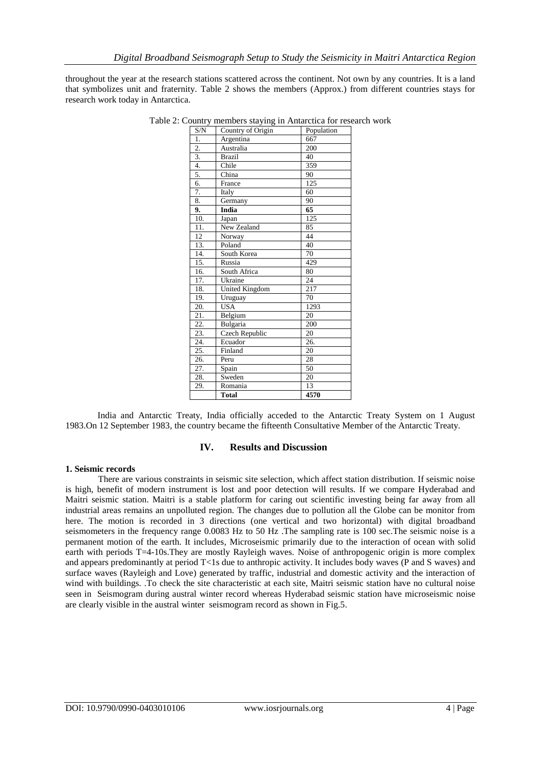throughout the year at the research stations scattered across the continent. Not own by any countries. It is a land that symbolizes unit and fraternity. Table 2 shows the members (Approx.) from different countries stays for research work today in Antarctica.

Table 2: Country members staying in Antarctica for research work

| S/N | Country of Origin | Population |
|---|---|---|
| 1. | Argentina | 667 |
| 2. | Australia | 200 |
| 3. | Brazil | 40 |
| 4. | Chile | 359 |
| 5. | China | 90 |
| 6. | France | 125 |
| 7. | Italy | 60 |
| 8. | Germany | 90 |
| **9.** | **India** | **65** |
| 10. | Japan | 125 |
| 11. | New Zealand | 85 |
| 12 | Norway | 44 |
| 13. | Poland | 40 |
| 14. | South Korea | 70 |
| 15. | Russia | 429 |
| 16. | South Africa | 80 |
| 17. | Ukraine | 24 |
| 18. | United Kingdom | 217 |
| 19. | Uruguay | 70 |
| 20. | USA | 1293 |
| 21. | Belgium | 20 |
| 22. | Bulgaria | 200 |
| 23. | Czech Republic | 20 |
| 24. | Ecuador | 26. |
| 25. | Finland | 20 |
| 26. | Peru | 28 |
| 27. | Spain | 50 |
| 28. | Sweden | 20 |
| 29. | Romania | 13 |
| | **Total** | **4570** |

India and Antarctic Treaty, India officially acceded to the Antarctic Treaty System on 1 August 1983.On 12 September 1983, the country became the fifteenth Consultative Member of the Antarctic Treaty.

## IV. Results and Discussion

**1. Seismic records**

There are various constraints in seismic site selection, which affect station distribution. If seismic noise is high, benefit of modern instrument is lost and poor detection will results. If we compare Hyderabad and Maitri seismic station. Maitri is a stable platform for caring out scientific investing being far away from all industrial areas remains an unpolluted region. The changes due to pollution all the Globe can be monitor from here. The motion is recorded in 3 directions (one vertical and two horizontal) with digital broadband seismometers in the frequency range 0.0083 Hz to 50 Hz .The sampling rate is 100 sec.The seismic noise is a permanent motion of the earth. It includes, Microseismic primarily due to the interaction of ocean with solid earth with periods T=4-10s.They are mostly Rayleigh waves. Noise of anthropogenic origin is more complex and appears predominantly at period T<1s due to anthropic activity. It includes body waves (P and S waves) and surface waves (Rayleigh and Love) generated by traffic, industrial and domestic activity and the interaction of wind with buildings. .To check the site characteristic at each site, Maitri seismic station have no cultural noise seen in Seismogram during austral winter record whereas Hyderabad seismic station have microseismic noise are clearly visible in the austral winter seismogram record as shown in Fig.5.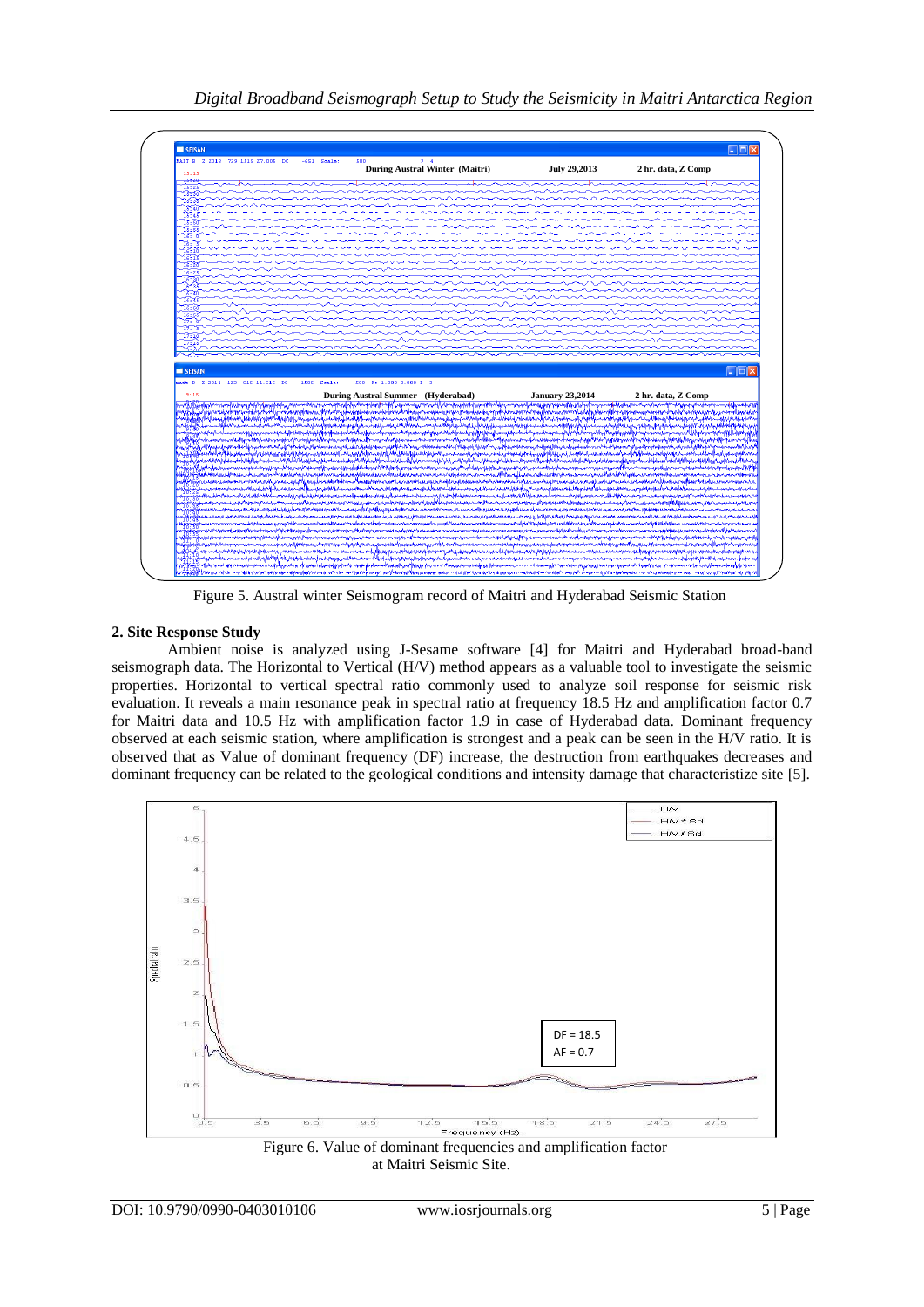Figure 5. Austral winter Seismogram record of Maitri and Hyderabad Seismic Station

## 2. Site Response Study

Ambient noise is analyzed using J-Sesame software [4] for Maitri and Hyderabad broad-band seismograph data. The Horizontal to Vertical (H/V) method appears as a valuable tool to investigate the seismic properties. Horizontal to vertical spectral ratio commonly used to analyze soil response for seismic risk evaluation. It reveals a main resonance peak in spectral ratio at frequency 18.5 Hz and amplification factor 0.7 for Maitri data and 10.5 Hz with amplification factor 1.9 in case of Hyderabad data. Dominant frequency observed at each seismic station, where amplification is strongest and a peak can be seen in the H/V ratio. It is observed that as Value of dominant frequency (DF) increase, the destruction from earthquakes decreases and dominant frequency can be related to the geological conditions and intensity damage that characteristize site [5].

Figure 6. Value of dominant frequencies and amplification factor at Maitri Seismic Site.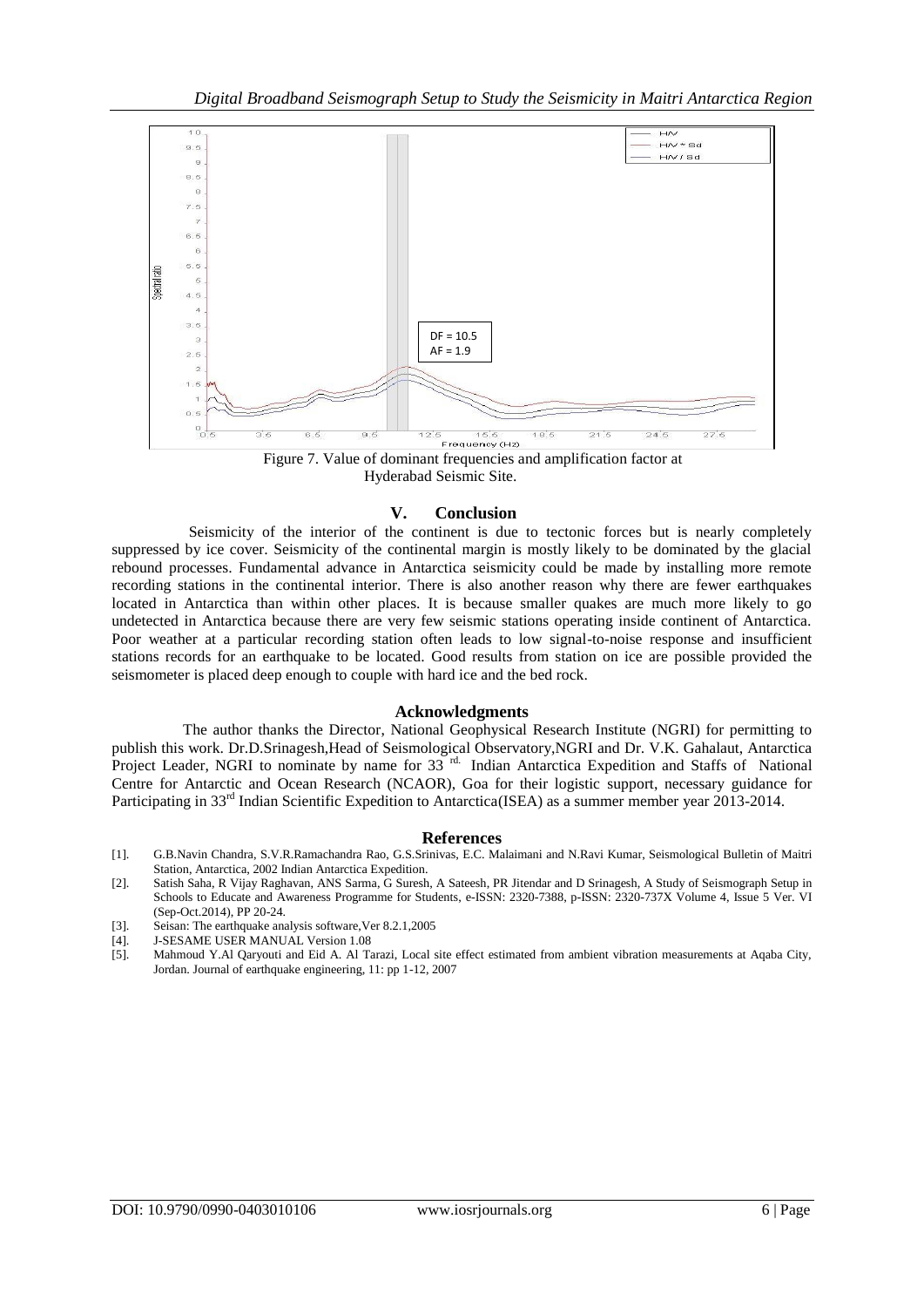10
9.5
9
8.5
8
7.5
7
6.5
6
5.5
5
4.5
4
3.5
3
2.5
2
1.5
1
0.5
0

Spectral ratio

0.5
3.5
6.5
9.5
12.5
15.5
18.5
21.5
24.5
27.5

Frequency (Hz)

H/V
H/V * Sd
H/V / Sd

DF = 10.5
AF = 1.9

Figure 7. Value of dominant frequencies and amplification factor at Hyderabad Seismic Site.

## V. Conclusion

Seismicity of the interior of the continent is due to tectonic forces but is nearly completely suppressed by ice cover. Seismicity of the continental margin is mostly likely to be dominated by the glacial rebound processes. Fundamental advance in Antarctica seismicity could be made by installing more remote recording stations in the continental interior. There is also another reason why there are fewer earthquakes located in Antarctica than within other places. It is because smaller quakes are much more likely to go undetected in Antarctica because there are very few seismic stations operating inside continent of Antarctica. Poor weather at a particular recording station often leads to low signal-to-noise response and insufficient stations records for an earthquake to be located. Good results from station on ice are possible provided the seismometer is placed deep enough to couple with hard ice and the bed rock.

### Acknowledgments

The author thanks the Director, National Geophysical Research Institute (NGRI) for permitting to publish this work. Dr.D.Srinagesh,Head of Seismological Observatory,NGRI and Dr. V.K. Gahalaut, Antarctica Project Leader, NGRI to nominate by name for 33 rd. Indian Antarctica Expedition and Staffs of National Centre for Antarctic and Ocean Research (NCAOR), Goa for their logistic support, necessary guidance for Participating in 33rd Indian Scientific Expedition to Antarctica(ISEA) as a summer member year 2013-2014.

### References

[1]. G.B.Navin Chandra, S.V.R.Ramachandra Rao, G.S.Srinivas, E.C. Malaimani and N.Ravi Kumar, Seismological Bulletin of Maitri Station, Antarctica, 2002 Indian Antarctica Expedition.

[2]. Satish Saha, R Vijay Raghavan, ANS Sarma, G Suresh, A Sateesh, PR Jitendar and D Srinagesh, A Study of Seismograph Setup in Schools to Educate and Awareness Programme for Students, e-ISSN: 2320-7388, p-ISSN: 2320-737X Volume 4, Issue 5 Ver. VI (Sep-Oct.2014), PP 20-24.

[3]. Seisan: The earthquake analysis software,Ver 8.2.1,2005

[4]. J-SESAME USER MANUAL Version 1.08

[5]. Mahmoud Y.Al Qaryouti and Eid A. Al Tarazi, Local site effect estimated from ambient vibration measurements at Aqaba City, Jordan. Journal of earthquake engineering, 11: pp 1-12, 2007